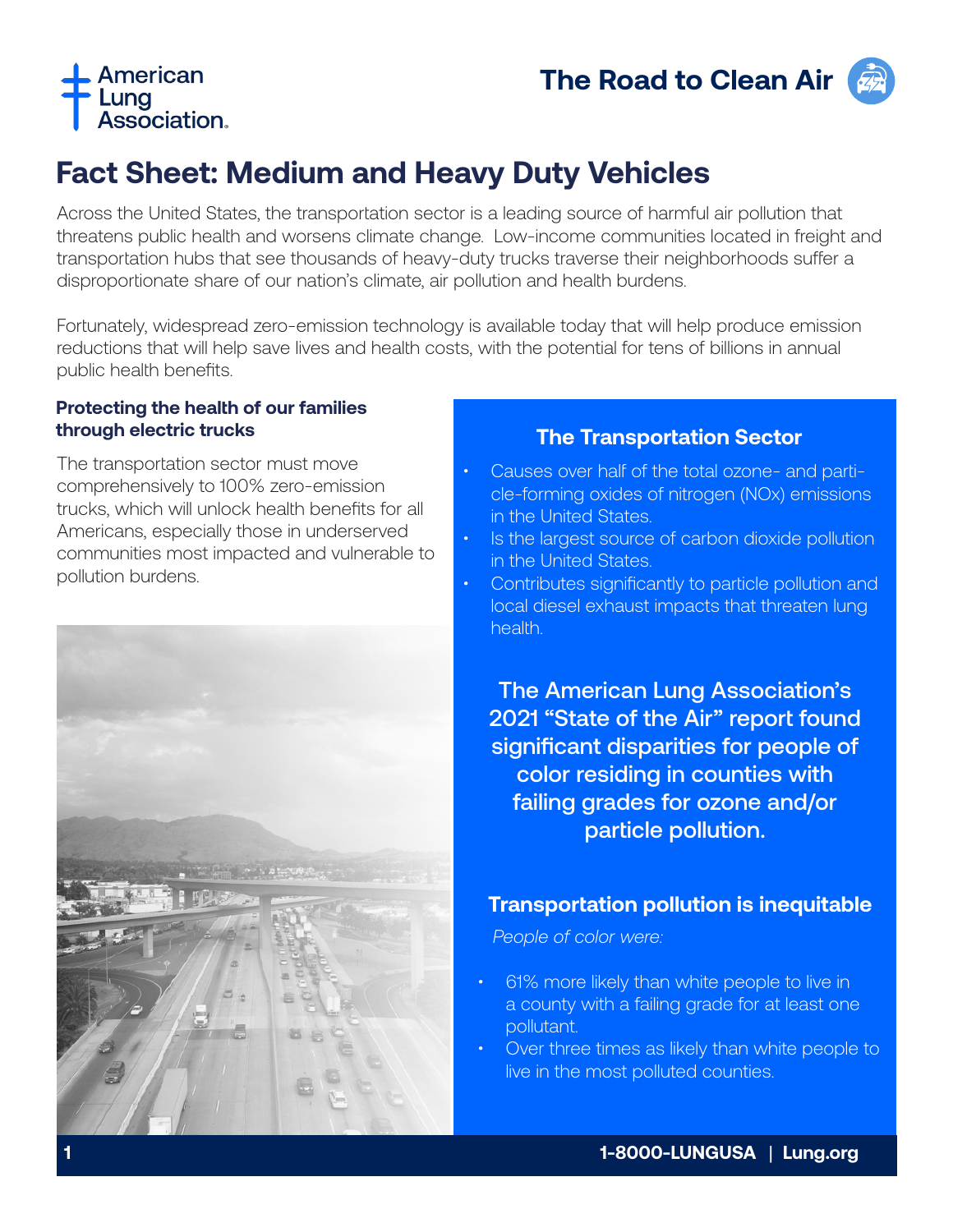American Lung Association

The Road to Clean Air

# Fact Sheet: Medium and Heavy Duty Vehicles

Across the United States, the transportation sector is a leading source of harmful air pollution that threatens public health and worsens climate change. Low-income communities located in freight and transportation hubs that see thousands of heavy-duty trucks traverse their neighborhoods suffer a disproportionate share of our nation's climate, air pollution and health burdens.

Fortunately, widespread zero-emission technology is available today that will help produce emission reductions that will help save lives and health costs, with the potential for tens of billions in annual public health benefits.

### Protecting the health of our families through electric trucks

The transportation sector must move comprehensively to 100% zero-emission trucks, which will unlock health benefits for all Americans, especially those in underserved communities most impacted and vulnerable to pollution burdens.

### The Transportation Sector

- Causes over half of the total ozone- and particle-forming oxides of nitrogen (NOx) emissions in the United States.
- Is the largest source of carbon dioxide pollution in the United States.
- Contributes significantly to particle pollution and local diesel exhaust impacts that threaten lung health.

**The American Lung Association's 2021 "State of the Air" report found significant disparities for people of color residing in counties with failing grades for ozone and/or particle pollution.**

### Transportation pollution is inequitable

*People of color were:*

- 61% more likely than white people to live in a county with a failing grade for at least one pollutant.
- Over three times as likely than white people to live in the most polluted counties.

1-8000-LUNGUSA | Lung.org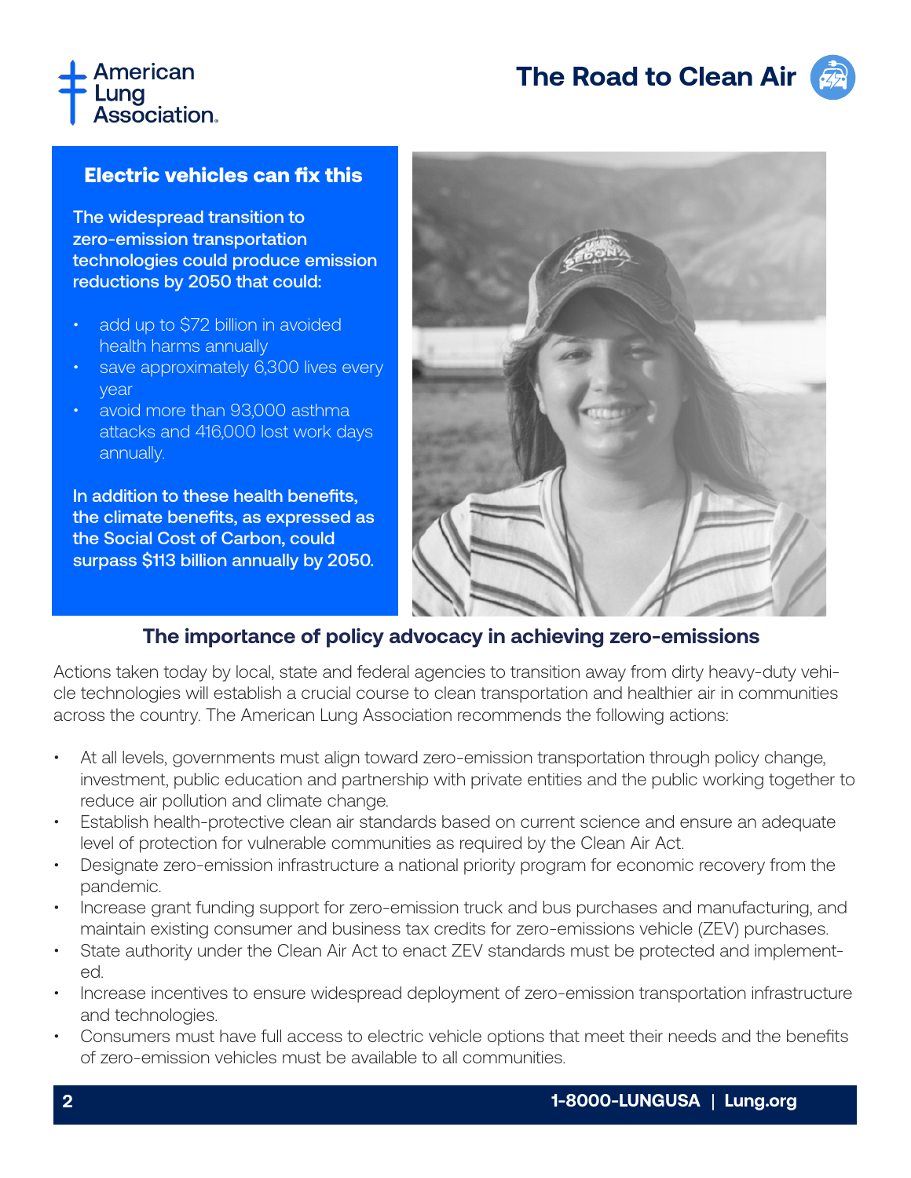## Electric vehicles can fix this

**The widespread transition to zero-emission transportation technologies could produce emission reductions by 2050 that could:**

- add up to $72 billion in avoided health harms annually
- save approximately 6,300 lives every year
- avoid more than 93,000 asthma attacks and 416,000 lost work days annually.

**In addition to these health benefits, the climate benefits, as expressed as the Social Cost of Carbon, could surpass $113 billion annually by 2050.**

## The importance of policy advocacy in achieving zero-emissions

Actions taken today by local, state and federal agencies to transition away from dirty heavy-duty vehicle technologies will establish a crucial course to clean transportation and healthier air in communities across the country. The American Lung Association recommends the following actions:

- At all levels, governments must align toward zero-emission transportation through policy change, investment, public education and partnership with private entities and the public working together to reduce air pollution and climate change.
- Establish health-protective clean air standards based on current science and ensure an adequate level of protection for vulnerable communities as required by the Clean Air Act.
- Designate zero-emission infrastructure a national priority program for economic recovery from the pandemic.
- Increase grant funding support for zero-emission truck and bus purchases and manufacturing, and maintain existing consumer and business tax credits for zero-emissions vehicle (ZEV) purchases.
- State authority under the Clean Air Act to enact ZEV standards must be protected and implemented.
- Increase incentives to ensure widespread deployment of zero-emission transportation infrastructure and technologies.
- Consumers must have full access to electric vehicle options that meet their needs and the benefits of zero-emission vehicles must be available to all communities.